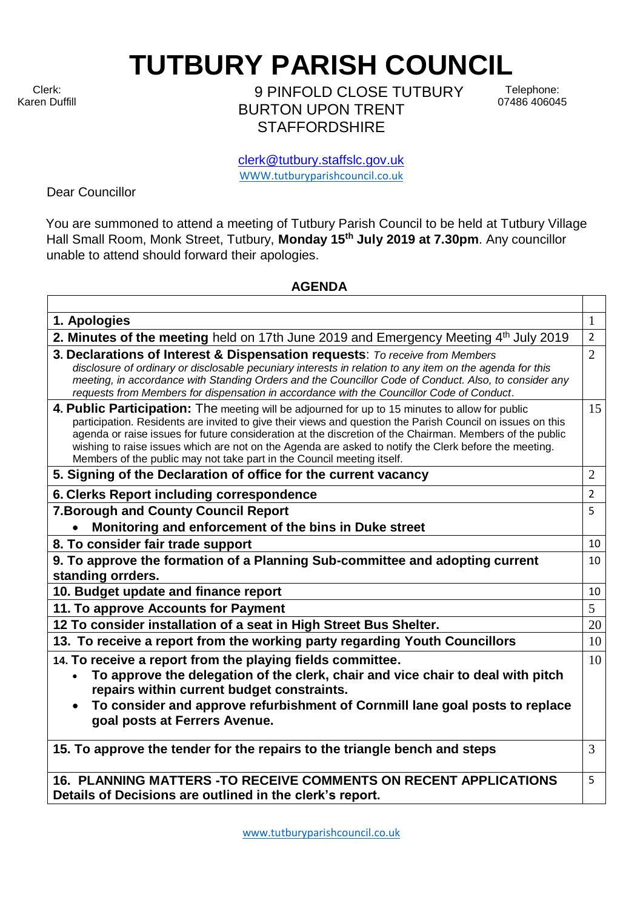# TUTBURY PARISH COUNCIL

Clerk:
Karen Duffill

9 PINFOLD CLOSE TUTBURY
BURTON UPON TRENT
STAFFORDSHIRE

Telephone:
07486 406045

clerk@tutbury.staffslc.gov.uk
WWW.tutburyparishcouncil.co.uk

Dear Councillor

You are summoned to attend a meeting of Tutbury Parish Council to be held at Tutbury Village Hall Small Room, Monk Street, Tutbury, **Monday 15th July 2019 at 7.30pm**. Any councillor unable to attend should forward their apologies.

## AGENDA

| | |
|---|---|
| **1. Apologies** | 1 |
| **2. Minutes of the meeting** held on 17th June 2019 and Emergency Meeting 4th July 2019 | 2 |
| **3. Declarations of Interest & Dispensation requests**: *To receive from Members disclosure of ordinary or disclosable pecuniary interests in relation to any item on the agenda for this meeting, in accordance with Standing Orders and the Councillor Code of Conduct. Also, to consider any requests from Members for dispensation in accordance with the Councillor Code of Conduct.* | 2 |
| **4. Public Participation:** The meeting will be adjourned for up to 15 minutes to allow for public participation. Residents are invited to give their views and question the Parish Council on issues on this agenda or raise issues for future consideration at the discretion of the Chairman. Members of the public wishing to raise issues which are not on the Agenda are asked to notify the Clerk before the meeting. Members of the public may not take part in the Council meeting itself. | 15 |
| **5. Signing of the Declaration of office for the current vacancy** | 2 |
| **6. Clerks Report including correspondence** | 2 |
| **7.Borough and County Council Report**<br>• **Monitoring and enforcement of the bins in Duke street** | 5 |
| **8. To consider fair trade support** | 10 |
| **9. To approve the formation of a Planning Sub-committee and adopting current standing orrders.** | 10 |
| **10. Budget update and finance report** | 10 |
| **11. To approve Accounts for Payment** | 5 |
| **12 To consider installation of a seat in High Street Bus Shelter.** | 20 |
| **13. To receive a report from the working party regarding Youth Councillors** | 10 |
| **14. To receive a report from the playing fields committee.**<br>• **To approve the delegation of the clerk, chair and vice chair to deal with pitch repairs within current budget constraints.**<br>• **To consider and approve refurbishment of Cornmill lane goal posts to replace goal posts at Ferrers Avenue.** | 10 |
| **15. To approve the tender for the repairs to the triangle bench and steps** | 3 |
| **16. PLANNING MATTERS -TO RECEIVE COMMENTS ON RECENT APPLICATIONS Details of Decisions are outlined in the clerk's report.** | 5 |

www.tutburyparishcouncil.co.uk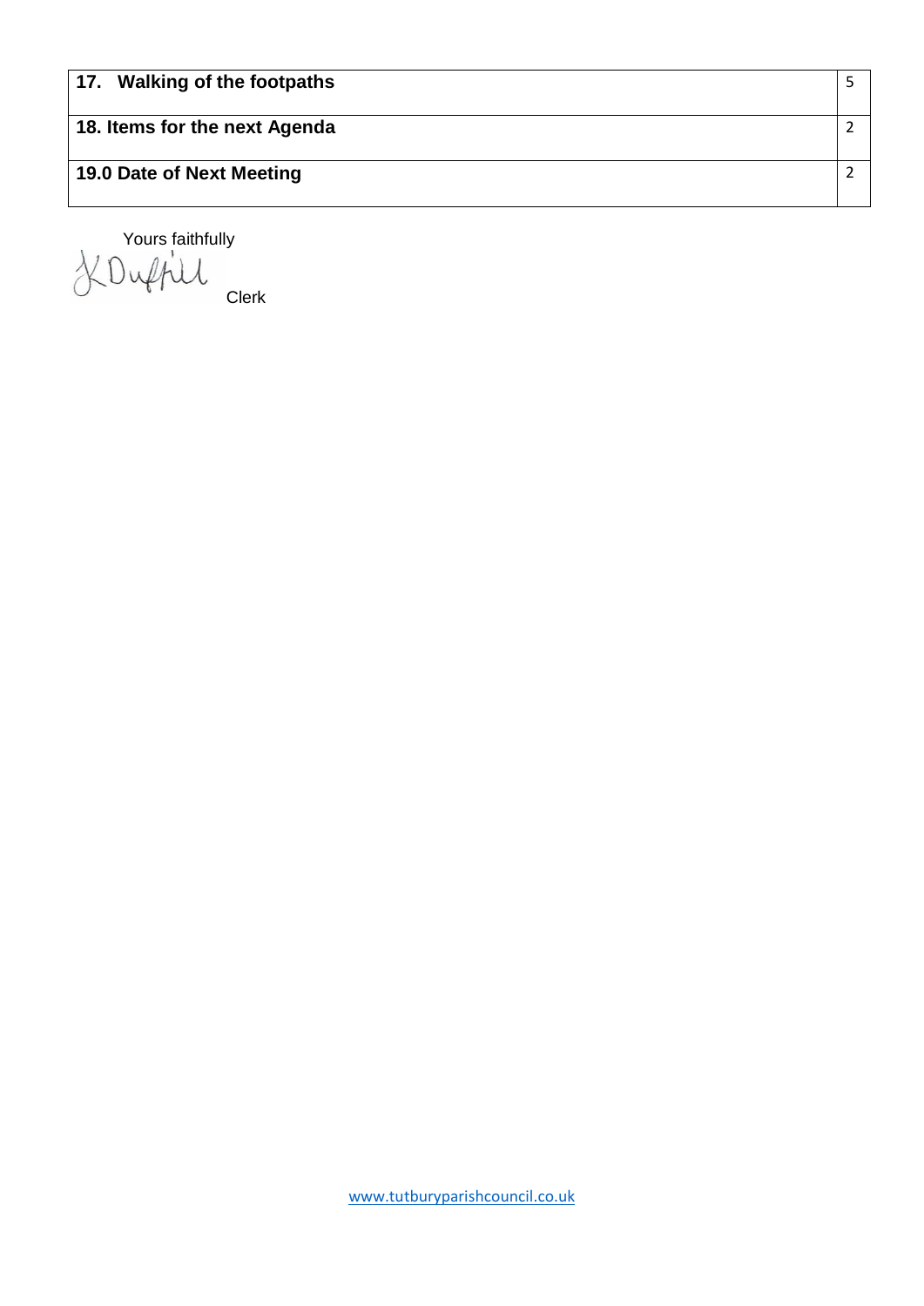| | |
|---|---|
| **17. Walking of the footpaths** | 5 |
| **18. Items for the next Agenda** | 2 |
| **19.0 Date of Next Meeting** | 2 |

Yours faithfully

K Duffill

Clerk

www.tutburyparishcouncil.co.uk